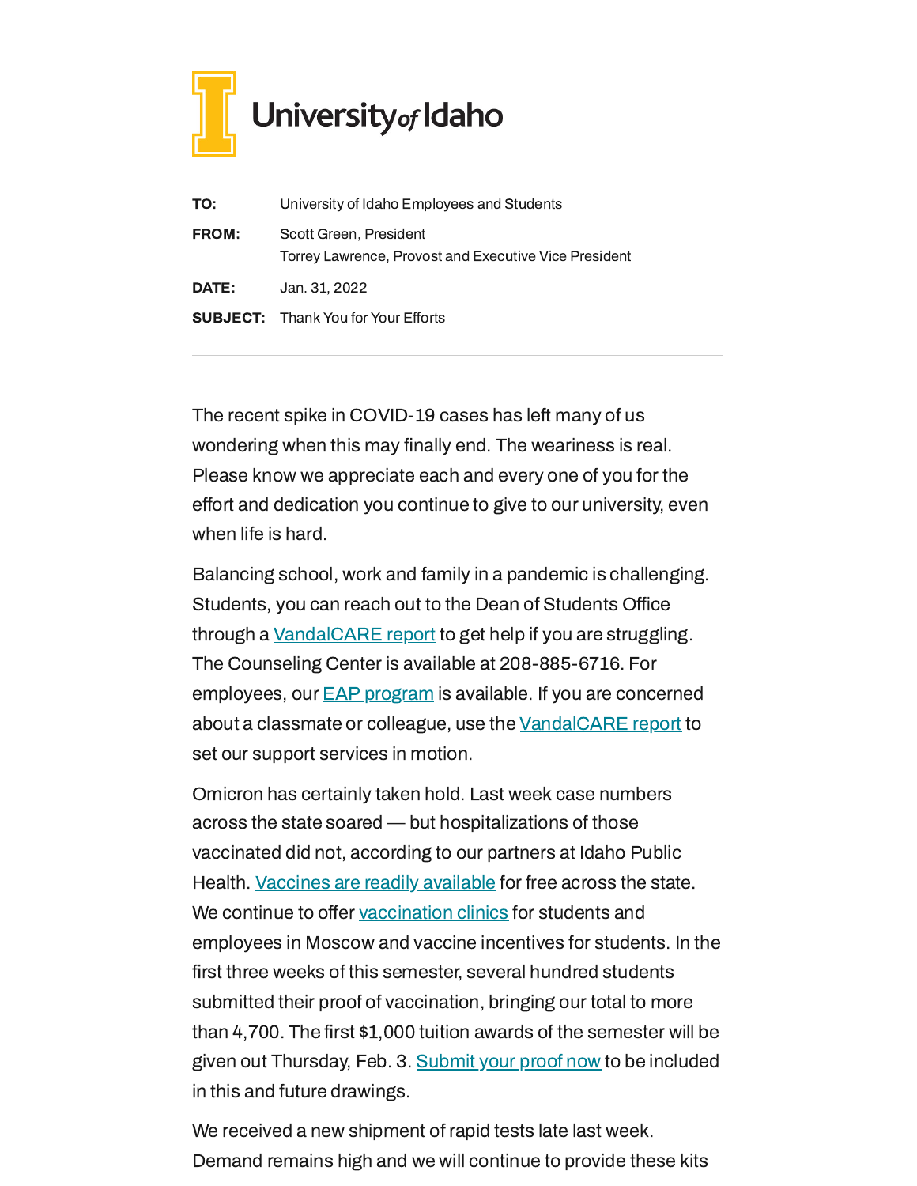University of Idaho

| | |
|---|---|
| **TO:** | University of Idaho Employees and Students |
| **FROM:** | Scott Green, President<br>Torrey Lawrence, Provost and Executive Vice President |
| **DATE:** | Jan. 31, 2022 |
| **SUBJECT:** | Thank You for Your Efforts |

---

The recent spike in COVID-19 cases has left many of us wondering when this may finally end. The weariness is real. Please know we appreciate each and every one of you for the effort and dedication you continue to give to our university, even when life is hard.

Balancing school, work and family in a pandemic is challenging. Students, you can reach out to the Dean of Students Office through a VandalCARE report to get help if you are struggling. The Counseling Center is available at 208-885-6716. For employees, our EAP program is available. If you are concerned about a classmate or colleague, use the VandalCARE report to set our support services in motion.

Omicron has certainly taken hold. Last week case numbers across the state soared — but hospitalizations of those vaccinated did not, according to our partners at Idaho Public Health. Vaccines are readily available for free across the state. We continue to offer vaccination clinics for students and employees in Moscow and vaccine incentives for students. In the first three weeks of this semester, several hundred students submitted their proof of vaccination, bringing our total to more than 4,700. The first $1,000 tuition awards of the semester will be given out Thursday, Feb. 3. Submit your proof now to be included in this and future drawings.

We received a new shipment of rapid tests late last week. Demand remains high and we will continue to provide these kits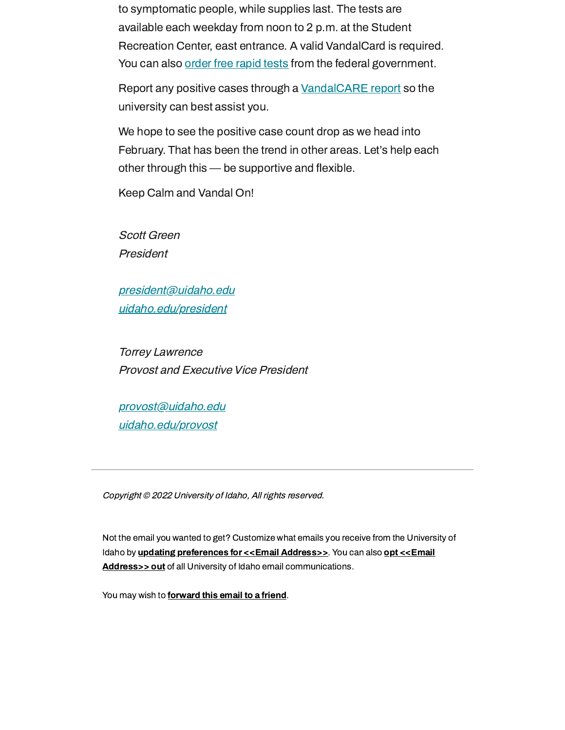to symptomatic people, while supplies last. The tests are available each weekday from noon to 2 p.m. at the Student Recreation Center, east entrance. A valid VandalCard is required. You can also order free rapid tests from the federal government.

Report any positive cases through a VandalCARE report so the university can best assist you.

We hope to see the positive case count drop as we head into February. That has been the trend in other areas. Let's help each other through this — be supportive and flexible.

Keep Calm and Vandal On!

*Scott Green*
*President*

*president@uidaho.edu*
*uidaho.edu/president*

*Torrey Lawrence*
*Provost and Executive Vice President*

*provost@uidaho.edu*
*uidaho.edu/provost*

---

*Copyright © 2022 University of Idaho, All rights reserved.*

Not the email you wanted to get? Customize what emails you receive from the University of Idaho by **updating preferences for <<Email Address>>**. You can also **opt <<Email Address>> out** of all University of Idaho email communications.

You may wish to **forward this email to a friend**.